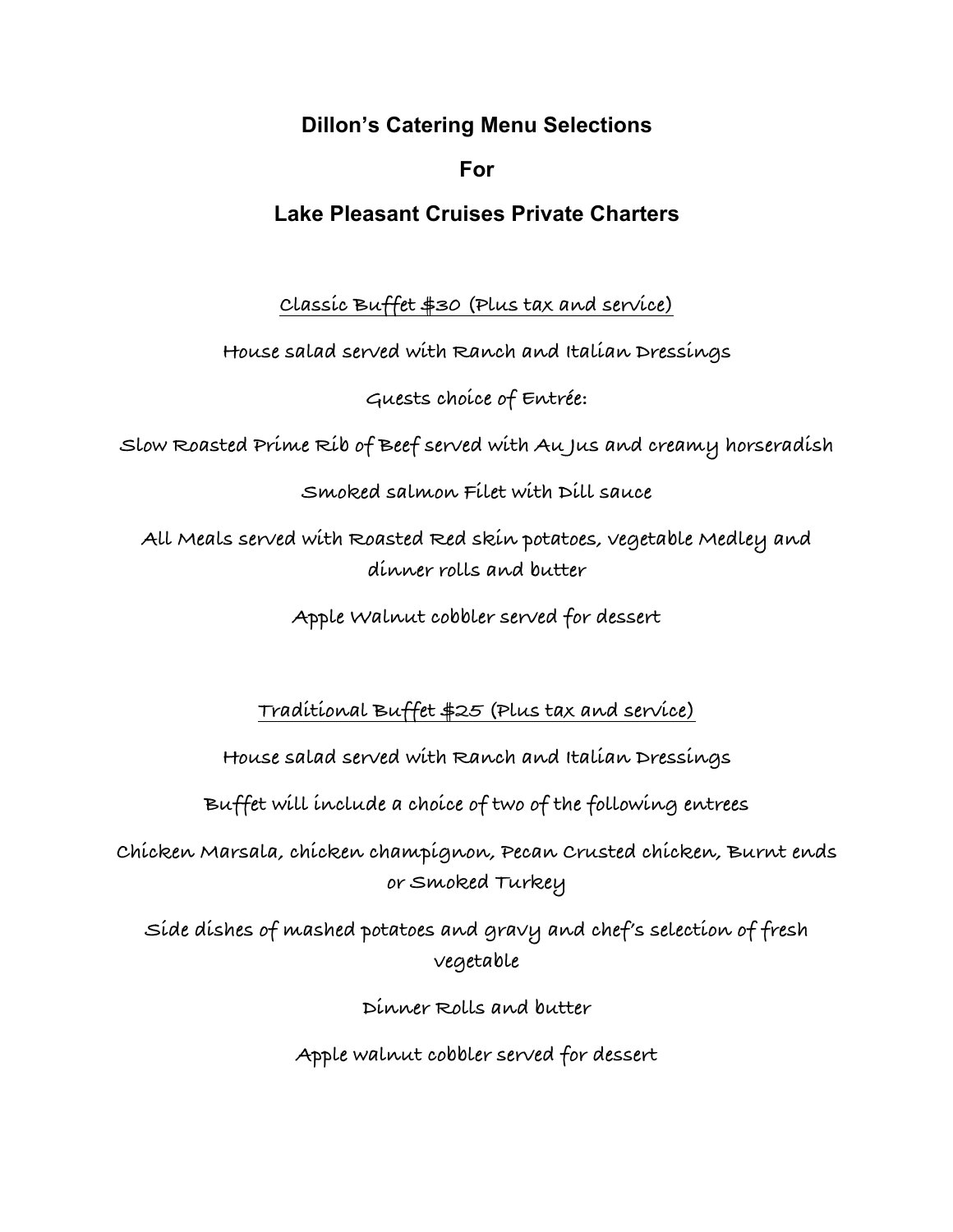# Dillon's Catering Menu Selections

# For

# Lake Pleasant Cruises Private Charters

## Classic Buffet $30 (Plus tax and service)

House salad served with Ranch and Italian Dressings

Guests choice of Entrée:

Slow Roasted Prime Rib of Beef served with Au Jus and creamy horseradish

Smoked salmon Filet with Dill sauce

All Meals served with Roasted Red skin potatoes, vegetable Medley and dinner rolls and butter

Apple Walnut cobbler served for dessert

## Traditional Buffet $25 (Plus tax and service)

House salad served with Ranch and Italian Dressings

Buffet will include a choice of two of the following entrees

Chicken Marsala, chicken champignon, Pecan Crusted chicken, Burnt ends or Smoked Turkey

Side dishes of mashed potatoes and gravy and chef's selection of fresh vegetable

Dinner Rolls and butter

Apple walnut cobbler served for dessert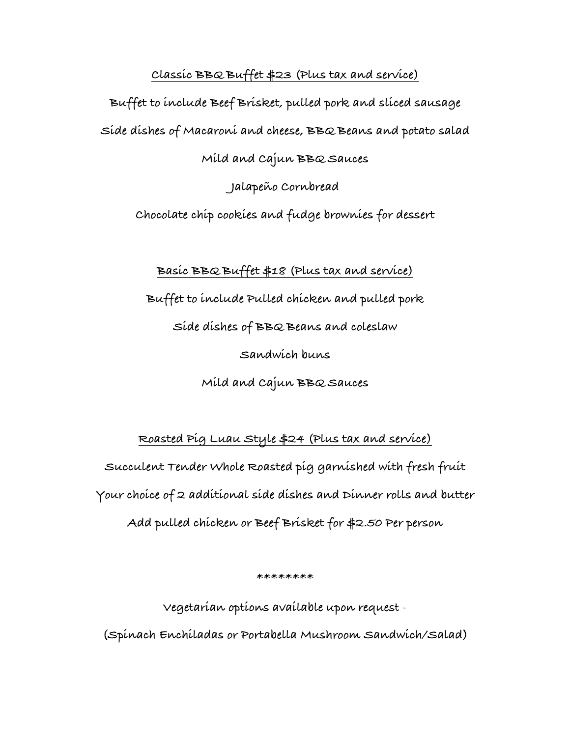## Classic BBQ Buffet $23 (Plus tax and service)

Buffet to include Beef Brisket, pulled pork and sliced sausage

Side dishes of Macaroni and cheese, BBQ Beans and potato salad

Mild and Cajun BBQ Sauces

Jalapeño Cornbread

Chocolate chip cookies and fudge brownies for dessert

## Basic BBQ Buffet $18 (Plus tax and service)

Buffet to include Pulled chicken and pulled pork

Side dishes of BBQ Beans and coleslaw

Sandwich buns

Mild and Cajun BBQ Sauces

## Roasted Pig Luau Style $24 (Plus tax and service)

Succulent Tender Whole Roasted pig garnished with fresh fruit

Your choice of 2 additional side dishes and Dinner rolls and butter

Add pulled chicken or Beef Brisket for $2.50 Per person

********

Vegetarian options available upon request -

(Spinach Enchiladas or Portabella Mushroom Sandwich/Salad)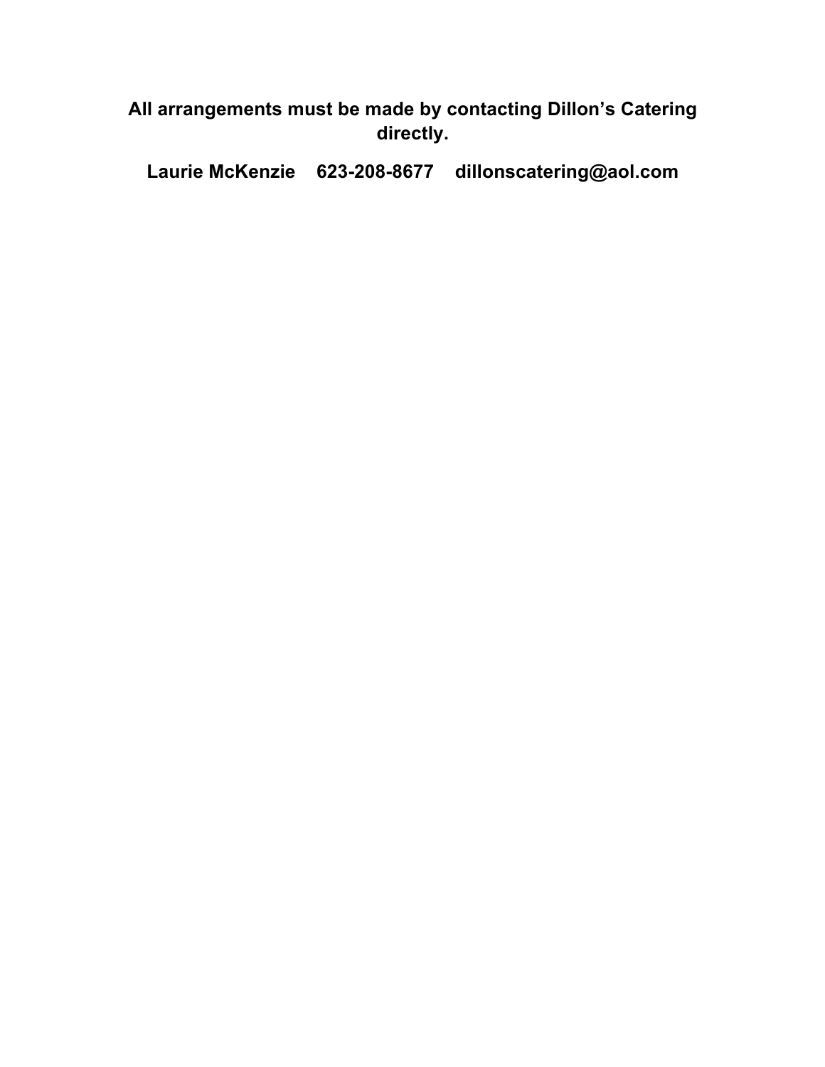**All arrangements must be made by contacting Dillon's Catering directly.**

**Laurie McKenzie    623-208-8677    dillonscatering@aol.com**